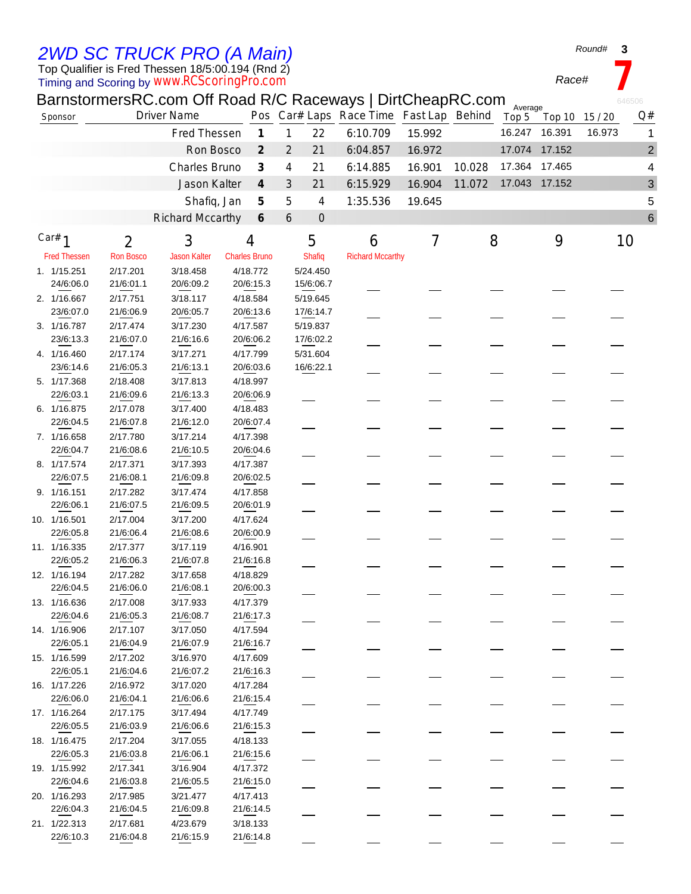# *2WD SC TRUCK PRO (A Main)*

Top Qualifier is Fred Thessen 18/5:00.194 (Rnd 2)

Timing and Scoring by www.RCScoringPro.com

*Round#* **3**

*Race#* **7**

## BarnstormersRC.com Off Road R/C Raceways | DirtCheapRC.com

646506

| Sponsor | Driver Name | Pos | Car# | Laps | Race Time | Fast Lap | Behind | Average Top 5 | Top 10 | 15 / 20 | Q# |
|---|---|---|---|---|---|---|---|---|---|---|---|
| | Fred Thessen | 1 | 1 | 22 | 6:10.709 | 15.992 | | 16.247 | 16.391 | 16.973 | 1 |
| | Ron Bosco | 2 | 2 | 21 | 6:04.857 | 16.972 | | 17.074 | 17.152 | | 2 |
| | Charles Bruno | 3 | 4 | 21 | 6:14.885 | 16.901 | 10.028 | 17.364 | 17.465 | | 4 |
| | Jason Kalter | 4 | 3 | 21 | 6:15.929 | 16.904 | 11.072 | 17.043 | 17.152 | | 3 |
| | Shafiq, Jan | 5 | 5 | 4 | 1:35.536 | 19.645 | | | | | 5 |
| | Richard Mccarthy | 6 | 6 | 0 | | | | | | | 6 |

| Lap | Car# 1 Fred Thessen | 2 Ron Bosco | 3 Jason Kalter | 4 Charles Bruno | 5 Shafiq | 6 Richard Mccarthy | 7 | 8 | 9 | 10 |
|---|---|---|---|---|---|---|---|---|---|---|
| 1. | 1/15.251 24/6:06.0 | 2/17.201 21/6:01.1 | 3/18.458 20/6:09.2 | 4/18.772 20/6:15.3 | 5/24.450 15/6:06.7 | | | | | |
| 2. | 1/16.667 23/6:07.0 | 2/17.751 21/6:06.9 | 3/18.117 20/6:05.7 | 4/18.584 20/6:13.6 | 5/19.645 17/6:14.7 | | | | | |
| 3. | 1/16.787 23/6:13.3 | 2/17.474 21/6:07.0 | 3/17.230 21/6:16.6 | 4/17.587 20/6:06.2 | 5/19.837 17/6:02.2 | | | | | |
| 4. | 1/16.460 23/6:14.6 | 2/17.174 21/6:05.3 | 3/17.271 21/6:13.1 | 4/17.799 20/6:03.6 | 5/31.604 16/6:22.1 | | | | | |
| 5. | 1/17.368 22/6:03.1 | 2/18.408 21/6:09.6 | 3/17.813 21/6:13.3 | 4/18.997 20/6:06.9 | | | | | | |
| 6. | 1/16.875 22/6:04.5 | 2/17.078 21/6:07.8 | 3/17.400 21/6:12.0 | 4/18.483 20/6:07.4 | | | | | | |
| 7. | 1/16.658 22/6:04.7 | 2/17.780 21/6:08.6 | 3/17.214 21/6:10.5 | 4/17.398 20/6:04.6 | | | | | | |
| 8. | 1/17.574 22/6:07.5 | 2/17.371 21/6:08.1 | 3/17.393 21/6:09.8 | 4/17.387 20/6:02.5 | | | | | | |
| 9. | 1/16.151 22/6:06.1 | 2/17.282 21/6:07.5 | 3/17.474 21/6:09.5 | 4/17.858 20/6:01.9 | | | | | | |
| 10. | 1/16.501 22/6:05.8 | 2/17.004 21/6:06.4 | 3/17.200 21/6:08.6 | 4/17.624 20/6:00.9 | | | | | | |
| 11. | 1/16.335 22/6:05.2 | 2/17.377 21/6:06.3 | 3/17.119 21/6:07.8 | 4/16.901 21/6:16.8 | | | | | | |
| 12. | 1/16.194 22/6:04.5 | 2/17.282 21/6:06.0 | 3/17.658 21/6:08.1 | 4/18.829 20/6:00.3 | | | | | | |
| 13. | 1/16.636 22/6:04.6 | 2/17.008 21/6:05.3 | 3/17.933 21/6:08.7 | 4/17.379 21/6:17.3 | | | | | | |
| 14. | 1/16.906 22/6:05.1 | 2/17.107 21/6:04.9 | 3/17.050 21/6:07.9 | 4/17.594 21/6:16.7 | | | | | | |
| 15. | 1/16.599 22/6:05.1 | 2/17.202 21/6:04.6 | 3/16.970 21/6:07.2 | 4/17.609 21/6:16.3 | | | | | | |
| 16. | 1/17.226 22/6:06.0 | 2/16.972 21/6:04.1 | 3/17.020 21/6:06.6 | 4/17.284 21/6:15.4 | | | | | | |
| 17. | 1/16.264 22/6:05.5 | 2/17.175 21/6:03.9 | 3/17.494 21/6:06.6 | 4/17.749 21/6:15.3 | | | | | | |
| 18. | 1/16.475 22/6:05.3 | 2/17.204 21/6:03.8 | 3/17.055 21/6:06.1 | 4/18.133 21/6:15.6 | | | | | | |
| 19. | 1/15.992 22/6:04.6 | 2/17.341 21/6:03.8 | 3/16.904 21/6:05.5 | 4/17.372 21/6:15.0 | | | | | | |
| 20. | 1/16.293 22/6:04.3 | 2/17.985 21/6:04.5 | 3/21.477 21/6:09.8 | 4/17.413 21/6:14.5 | | | | | | |
| 21. | 1/22.313 22/6:10.3 | 2/17.681 21/6:04.8 | 4/23.679 21/6:15.9 | 3/18.133 21/6:14.8 | | | | | | |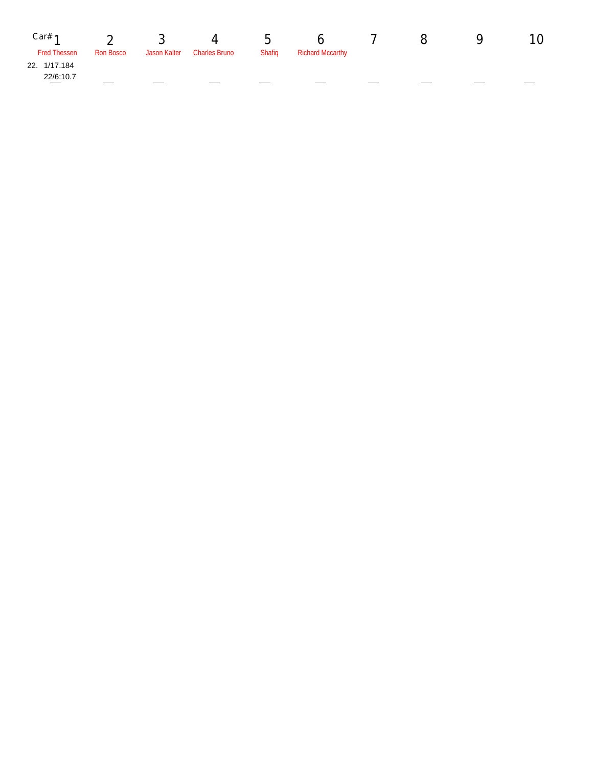| Car# 1 | 2 | 3 | 4 | 5 | 6 | 7 | 8 | 9 | 10 |
|---|---|---|---|---|---|---|---|---|---|
| Fred Thessen | Ron Bosco | Jason Kalter | Charles Bruno | Shafiq | Richard Mccarthy | | | | |
| 22. 1/17.184<br>22/6:10.7 | | | | | | | | | |